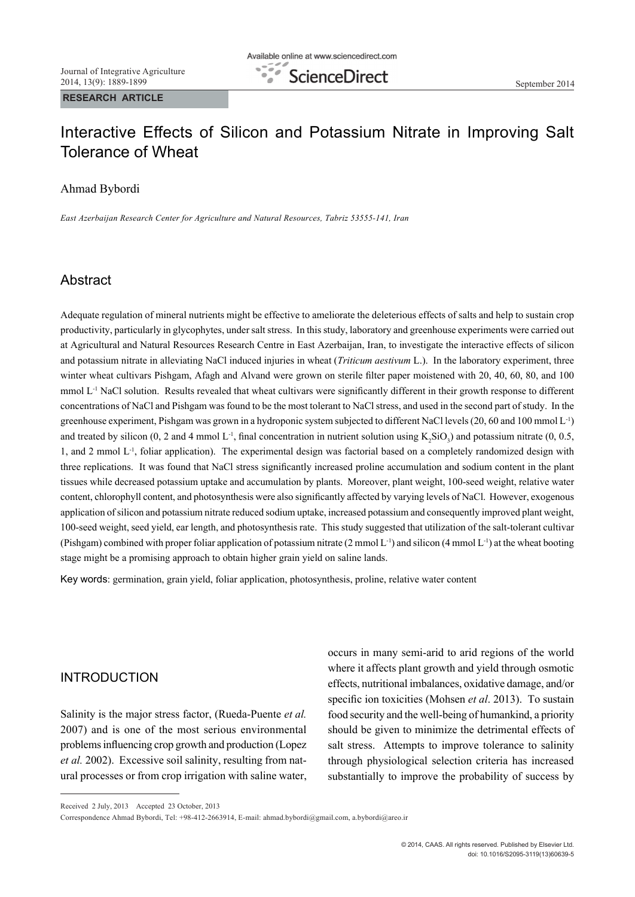RESEARCH ARTICLE

# Interactive Effects of Silicon and Potassium Nitrate in Improving Salt Tolerance of Wheat

Ahmad Bybordi

*East Azerbaijan Research Center for Agriculture and Natural Resources, Tabriz 53555-141, Iran*

## Abstract

Adequate regulation of mineral nutrients might be effective to ameliorate the deleterious effects of salts and help to sustain crop productivity, particularly in glycophytes, under salt stress. In this study, laboratory and greenhouse experiments were carried out at Agricultural and Natural Resources Research Centre in East Azerbaijan, Iran, to investigate the interactive effects of silicon and potassium nitrate in alleviating NaCl induced injuries in wheat (*Triticum aestivum* L.). In the laboratory experiment, three winter wheat cultivars Pishgam, Afagh and Alvand were grown on sterile filter paper moistened with 20, 40, 60, 80, and 100 mmol $L^{-1}$ NaCl solution. Results revealed that wheat cultivars were significantly different in their growth response to different concentrations of NaCl and Pishgam was found to be the most tolerant to NaCl stress, and used in the second part of study. In the greenhouse experiment, Pishgam was grown in a hydroponic system subjected to different NaCl levels (20, 60 and 100 mmol $L^{-1}$) and treated by silicon (0, 2 and 4 mmol $L^{-1}$, final concentration in nutrient solution using $K_2SiO_3$) and potassium nitrate (0, 0.5, 1, and 2 mmol $L^{-1}$, foliar application). The experimental design was factorial based on a completely randomized design with three replications. It was found that NaCl stress significantly increased proline accumulation and sodium content in the plant tissues while decreased potassium uptake and accumulation by plants. Moreover, plant weight, 100-seed weight, relative water content, chlorophyll content, and photosynthesis were also significantly affected by varying levels of NaCl. However, exogenous application of silicon and potassium nitrate reduced sodium uptake, increased potassium and consequently improved plant weight, 100-seed weight, seed yield, ear length, and photosynthesis rate. This study suggested that utilization of the salt-tolerant cultivar (Pishgam) combined with proper foliar application of potassium nitrate (2 mmol $L^{-1}$) and silicon (4 mmol $L^{-1}$) at the wheat booting stage might be a promising approach to obtain higher grain yield on saline lands.

Key words: germination, grain yield, foliar application, photosynthesis, proline, relative water content

## INTRODUCTION

Salinity is the major stress factor, (Rueda-Puente *et al.* 2007) and is one of the most serious environmental problems influencing crop growth and production (Lopez *et al.* 2002). Excessive soil salinity, resulting from natural processes or from crop irrigation with saline water, occurs in many semi-arid to arid regions of the world where it affects plant growth and yield through osmotic effects, nutritional imbalances, oxidative damage, and/or specific ion toxicities (Mohsen *et al*. 2013). To sustain food security and the well-being of humankind, a priority should be given to minimize the detrimental effects of salt stress. Attempts to improve tolerance to salinity through physiological selection criteria has increased substantially to improve the probability of success by

Received 2 July, 2013 Accepted 23 October, 2013

Correspondence Ahmad Bybordi, Tel: +98-412-2663914, E-mail: ahmad.bybordi@gmail.com, a.bybordi@areo.ir

© 2014, CAAS. All rights reserved. Published by Elsevier Ltd.
doi: 10.1016/S2095-3119(13)60639-5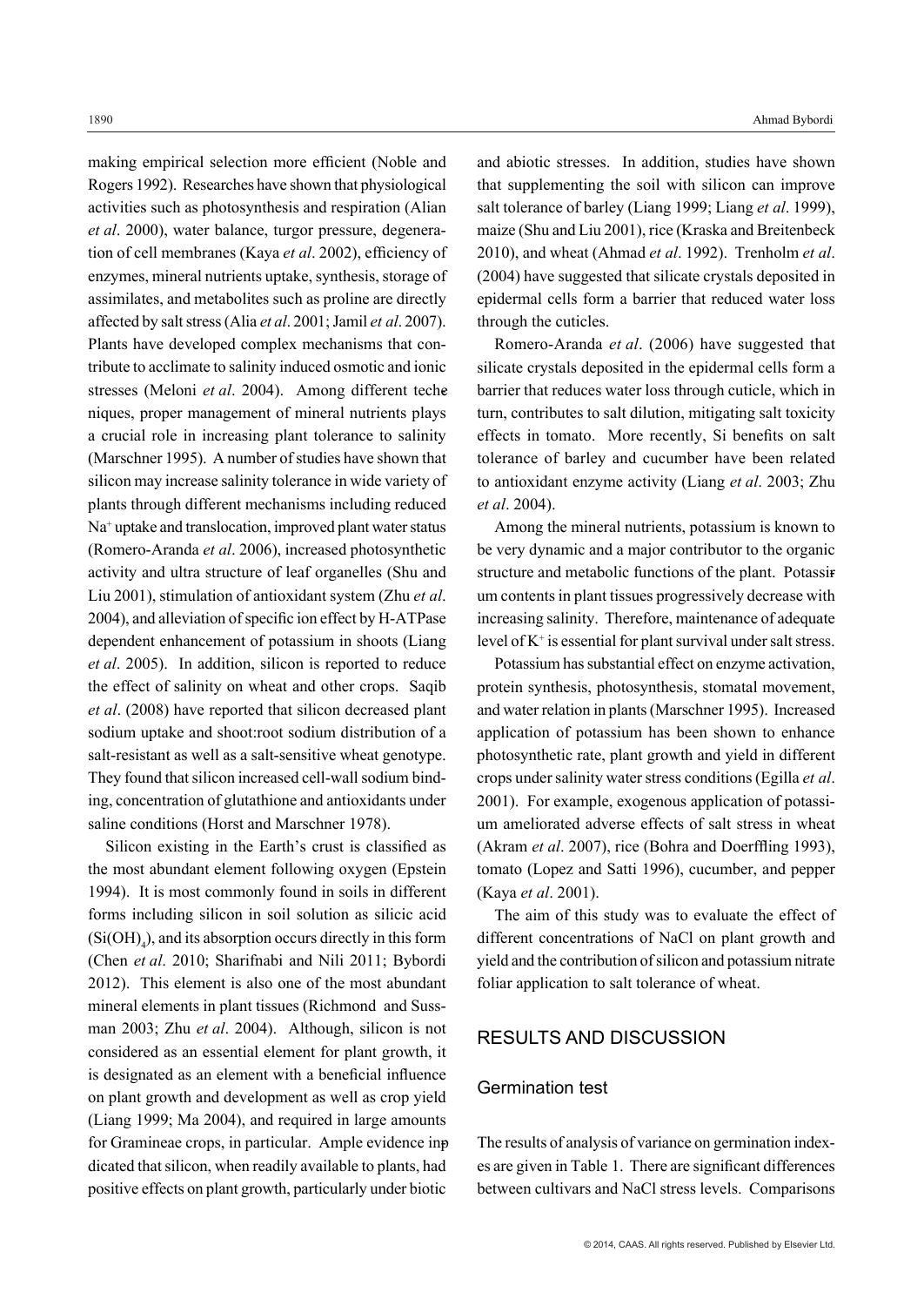making empirical selection more efficient (Noble and Rogers 1992). Researches have shown that physiological activities such as photosynthesis and respiration (Alian *et al*. 2000), water balance, turgor pressure, degeneration of cell membranes (Kaya *et al*. 2002), efficiency of enzymes, mineral nutrients uptake, synthesis, storage of assimilates, and metabolites such as proline are directly affected by salt stress (Alia *et al*. 2001; Jamil *et al*. 2007). Plants have developed complex mechanisms that contribute to acclimate to salinity induced osmotic and ionic stresses (Meloni *et al*. 2004). Among different techniques, proper management of mineral nutrients plays a crucial role in increasing plant tolerance to salinity (Marschner 1995). A number of studies have shown that silicon may increase salinity tolerance in wide variety of plants through different mechanisms including reduced $Na^+$ uptake and translocation, improved plant water status (Romero-Aranda *et al*. 2006), increased photosynthetic activity and ultra structure of leaf organelles (Shu and Liu 2001), stimulation of antioxidant system (Zhu *et al*. 2004), and alleviation of specific ion effect by H-ATPase dependent enhancement of potassium in shoots (Liang *et al*. 2005). In addition, silicon is reported to reduce the effect of salinity on wheat and other crops. Saqib *et al*. (2008) have reported that silicon decreased plant sodium uptake and shoot:root sodium distribution of a salt-resistant as well as a salt-sensitive wheat genotype. They found that silicon increased cell-wall sodium binding, concentration of glutathione and antioxidants under saline conditions (Horst and Marschner 1978).

Silicon existing in the Earth's crust is classified as the most abundant element following oxygen (Epstein 1994). It is most commonly found in soils in different forms including silicon in soil solution as silicic acid ($Si(OH)_4$), and its absorption occurs directly in this form (Chen *et al*. 2010; Sharifnabi and Nili 2011; Bybordi 2012). This element is also one of the most abundant mineral elements in plant tissues (Richmond and Sussman 2003; Zhu *et al*. 2004). Although, silicon is not considered as an essential element for plant growth, it is designated as an element with a beneficial influence on plant growth and development as well as crop yield (Liang 1999; Ma 2004), and required in large amounts for Gramineae crops, in particular. Ample evidence indicated that silicon, when readily available to plants, had positive effects on plant growth, particularly under biotic and abiotic stresses. In addition, studies have shown that supplementing the soil with silicon can improve salt tolerance of barley (Liang 1999; Liang *et al*. 1999), maize (Shu and Liu 2001), rice (Kraska and Breitenbeck 2010), and wheat (Ahmad *et al*. 1992). Trenholm *et al*. (2004) have suggested that silicate crystals deposited in epidermal cells form a barrier that reduced water loss through the cuticles.

Romero-Aranda *et al*. (2006) have suggested that silicate crystals deposited in the epidermal cells form a barrier that reduces water loss through cuticle, which in turn, contributes to salt dilution, mitigating salt toxicity effects in tomato. More recently, Si benefits on salt tolerance of barley and cucumber have been related to antioxidant enzyme activity (Liang *et al*. 2003; Zhu *et al*. 2004).

Among the mineral nutrients, potassium is known to be very dynamic and a major contributor to the organic structure and metabolic functions of the plant. Potassium contents in plant tissues progressively decrease with increasing salinity. Therefore, maintenance of adequate level of $K^+$ is essential for plant survival under salt stress.

Potassium has substantial effect on enzyme activation, protein synthesis, photosynthesis, stomatal movement, and water relation in plants (Marschner 1995). Increased application of potassium has been shown to enhance photosynthetic rate, plant growth and yield in different crops under salinity water stress conditions (Egilla *et al*. 2001). For example, exogenous application of potassium ameliorated adverse effects of salt stress in wheat (Akram *et al*. 2007), rice (Bohra and Doerffling 1993), tomato (Lopez and Satti 1996), cucumber, and pepper (Kaya *et al*. 2001).

The aim of this study was to evaluate the effect of different concentrations of NaCl on plant growth and yield and the contribution of silicon and potassium nitrate foliar application to salt tolerance of wheat.

## RESULTS AND DISCUSSION

### Germination test

The results of analysis of variance on germination indexes are given in Table 1. There are significant differences between cultivars and NaCl stress levels. Comparisons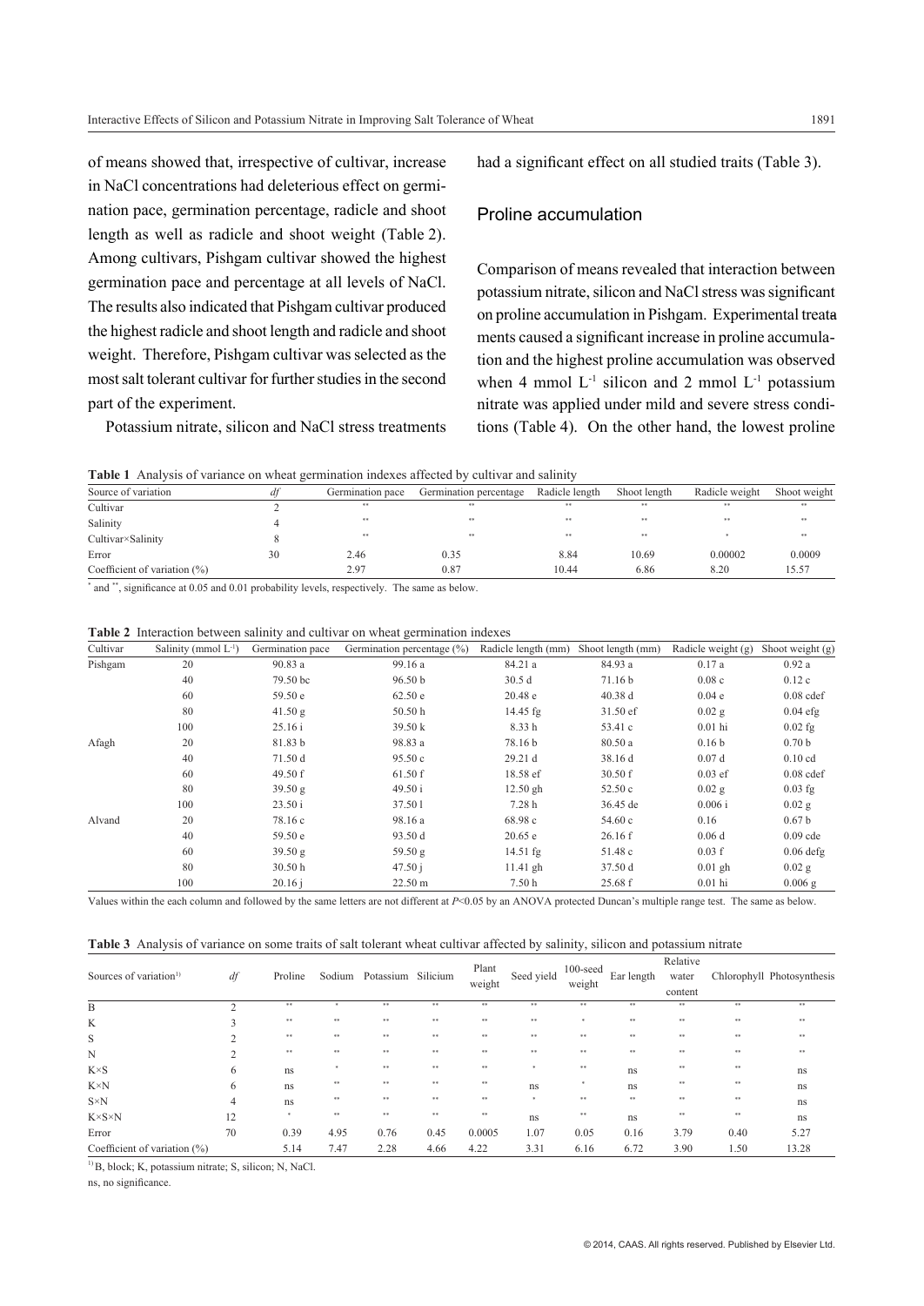of means showed that, irrespective of cultivar, increase in NaCl concentrations had deleterious effect on germination pace, germination percentage, radicle and shoot length as well as radicle and shoot weight (Table 2). Among cultivars, Pishgam cultivar showed the highest germination pace and percentage at all levels of NaCl. The results also indicated that Pishgam cultivar produced the highest radicle and shoot length and radicle and shoot weight. Therefore, Pishgam cultivar was selected as the most salt tolerant cultivar for further studies in the second part of the experiment.

Potassium nitrate, silicon and NaCl stress treatments had a significant effect on all studied traits (Table 3).

## Proline accumulation

Comparison of means revealed that interaction between potassium nitrate, silicon and NaCl stress was significant on proline accumulation in Pishgam. Experimental treatments caused a significant increase in proline accumulation and the highest proline accumulation was observed when 4 mmol $L^{-1}$ silicon and 2 mmol $L^{-1}$ potassium nitrate was applied under mild and severe stress conditions (Table 4). On the other hand, the lowest proline

**Table 1** Analysis of variance on wheat germination indexes affected by cultivar and salinity

| Source of variation | *df* | Germination pace | Germination percentage | Radicle length | Shoot length | Radicle weight | Shoot weight |
|---|---|---|---|---|---|---|---|
| Cultivar | 2 | ** | ** | ** | ** | ** | ** |
| Salinity | 4 | ** | ** | ** | ** | ** | ** |
| Cultivar×Salinity | 8 | ** | ** | ** | ** | * | ** |
| Error | 30 | 2.46 | 0.35 | 8.84 | 10.69 | 0.00002 | 0.0009 |
| Coefficient of variation (%) | | 2.97 | 0.87 | 10.44 | 6.86 | 8.20 | 15.57 |

* and **, significance at 0.05 and 0.01 probability levels, respectively. The same as below.

**Table 2** Interaction between salinity and cultivar on wheat germination indexes

| Cultivar | Salinity (mmol $L^{-1}$) | Germination pace | Germination percentage (%) | Radicle length (mm) | Shoot length (mm) | Radicle weight (g) | Shoot weight (g) |
|---|---|---|---|---|---|---|---|
| Pishgam | 20 | 90.83 a | 99.16 a | 84.21 a | 84.93 a | 0.17 a | 0.92 a |
| | 40 | 79.50 bc | 96.50 b | 30.5 d | 71.16 b | 0.08 c | 0.12 c |
| | 60 | 59.50 e | 62.50 e | 20.48 e | 40.38 d | 0.04 e | 0.08 cdef |
| | 80 | 41.50 g | 50.50 h | 14.45 fg | 31.50 ef | 0.02 g | 0.04 efg |
| | 100 | 25.16 i | 39.50 k | 8.33 h | 53.41 c | 0.01 hi | 0.02 fg |
| Afagh | 20 | 81.83 b | 98.83 a | 78.16 b | 80.50 a | 0.16 b | 0.70 b |
| | 40 | 71.50 d | 95.50 c | 29.21 d | 38.16 d | 0.07 d | 0.10 cd |
| | 60 | 49.50 f | 61.50 f | 18.58 ef | 30.50 f | 0.03 ef | 0.08 cdef |
| | 80 | 39.50 g | 49.50 i | 12.50 gh | 52.50 c | 0.02 g | 0.03 fg |
| | 100 | 23.50 i | 37.50 l | 7.28 h | 36.45 de | 0.006 i | 0.02 g |
| Alvand | 20 | 78.16 c | 98.16 a | 68.98 c | 54.60 c | 0.16 | 0.67 b |
| | 40 | 59.50 e | 93.50 d | 20.65 e | 26.16 f | 0.06 d | 0.09 cde |
| | 60 | 39.50 g | 59.50 g | 14.51 fg | 51.48 c | 0.03 f | 0.06 defg |
| | 80 | 30.50 h | 47.50 j | 11.41 gh | 37.50 d | 0.01 gh | 0.02 g |
| | 100 | 20.16 j | 22.50 m | 7.50 h | 25.68 f | 0.01 hi | 0.006 g |

Values within the each column and followed by the same letters are not different at $P<0.05$ by an ANOVA protected Duncan's multiple range test. The same as below.

**Table 3** Analysis of variance on some traits of salt tolerant wheat cultivar affected by salinity, silicon and potassium nitrate

| Sources of variation[1)] | *df* | Proline | Sodium | Potassium | Silicium | Plant weight | Seed yield | 100-seed weight | Ear length | Relative water content | Chlorophyll | Photosynthesis |
|---|---|---|---|---|---|---|---|---|---|---|---|---|
| B | 2 | ** | * | ** | ** | ** | ** | ** | ** | ** | ** | ** |
| K | 3 | ** | ** | ** | ** | ** | ** | * | ** | ** | ** | ** |
| S | 2 | ** | ** | ** | ** | ** | ** | ** | ** | ** | ** | ** |
| N | 2 | ** | ** | ** | ** | ** | ** | ** | ** | ** | ** | ** |
| K×S | 6 | ns | * | ** | ** | ** | * | ** | ns | ** | ** | ns |
| K×N | 6 | ns | ** | ** | ** | ** | ns | * | ns | ** | ** | ns |
| S×N | 4 | ns | ** | ** | ** | ** | * | ** | ** | ** | ** | ns |
| K×S×N | 12 | * | ** | ** | ** | ** | ns | ** | ns | ** | ** | ns |
| Error | 70 | 0.39 | 4.95 | 0.76 | 0.45 | 0.0005 | 1.07 | 0.05 | 0.16 | 3.79 | 0.40 | 5.27 |
| Coefficient of variation (%) | | 5.14 | 7.47 | 2.28 | 4.66 | 4.22 | 3.31 | 6.16 | 6.72 | 3.90 | 1.50 | 13.28 |

[1)] B, block; K, potassium nitrate; S, silicon; N, NaCl.

ns, no significance.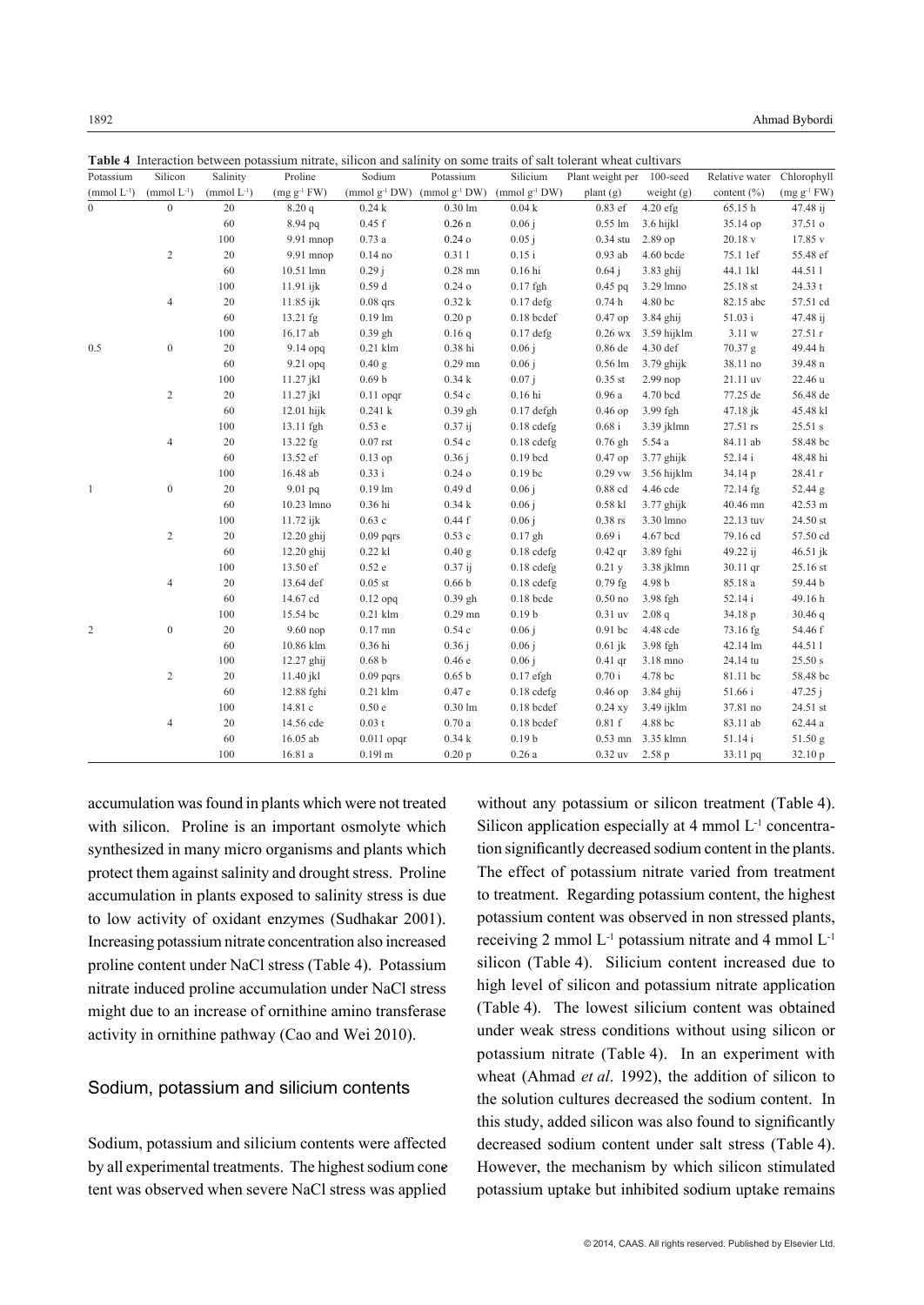**Table 4** Interaction between potassium nitrate, silicon and salinity on some traits of salt tolerant wheat cultivars

| Potassium (mmol L$^{-1}$) | Silicon (mmol L$^{-1}$) | Salinity (mmol L$^{-1}$) | Proline (mg g$^{-1}$ FW) | Sodium (mmol g$^{-1}$ DW) | Potassium (mmol g$^{-1}$ DW) | Silicium (mmol g$^{-1}$ DW) | Plant weight per plant (g) | 100-seed weight (g) | Relative water content (%) | Chlorophyll (mg g$^{-1}$ FW) |
|---|---|---|---|---|---|---|---|---|---|---|
| 0 | 0 | 20 | 8.20 q | 0.24 k | 0.30 lm | 0.04 k | 0.83 ef | 4.20 efg | 65.15 h | 47.48 ij |
| | | 60 | 8.94 pq | 0.45 f | 0.26 n | 0.06 j | 0.55 lm | 3.6 hijkl | 35.14 op | 37.51 o |
| | | 100 | 9.91 mnop | 0.73 a | 0.24 o | 0.05 j | 0.34 stu | 2.89 op | 20.18 v | 17.85 v |
| | 2 | 20 | 9.91 mnop | 0.14 no | 0.31 l | 0.15 i | 0.93 ab | 4.60 bcde | 75.1 1ef | 55.48 ef |
| | | 60 | 10.51 lmn | 0.29 j | 0.28 mn | 0.16 hi | 0.64 j | 3.83 ghij | 44.1 1kl | 44.51 l |
| | | 100 | 11.91 ijk | 0.59 d | 0.24 o | 0.17 fgh | 0.45 pq | 3.29 lmno | 25.18 st | 24.33 t |
| | 4 | 20 | 11.85 ijk | 0.08 qrs | 0.32 k | 0.17 defg | 0.74 h | 4.80 bc | 82.15 abc | 57.51 cd |
| | | 60 | 13.21 fg | 0.19 lm | 0.20 p | 0.18 bcdef | 0.47 op | 3.84 ghij | 51.03 i | 47.48 ij |
| | | 100 | 16.17 ab | 0.39 gh | 0.16 q | 0.17 defg | 0.26 wx | 3.59 hijklm | 3.11 w | 27.51 r |
| 0.5 | 0 | 20 | 9.14 opq | 0.21 klm | 0.38 hi | 0.06 j | 0.86 de | 4.30 def | 70.37 g | 49.44 h |
| | | 60 | 9.21 opq | 0.40 g | 0.29 mn | 0.06 j | 0.56 lm | 3.79 ghijk | 38.11 no | 39.48 n |
| | | 100 | 11.27 jkl | 0.69 b | 0.34 k | 0.07 j | 0.35 st | 2.99 nop | 21.11 uv | 22.46 u |
| | 2 | 20 | 11.27 jkl | 0.11 opqr | 0.54 c | 0.16 hi | 0.96 a | 4.70 bcd | 77.25 de | 56.48 de |
| | | 60 | 12.01 hijk | 0.241 k | 0.39 gh | 0.17 defgh | 0.46 op | 3.99 fgh | 47.18 jk | 45.48 kl |
| | | 100 | 13.11 fgh | 0.53 e | 0.37 ij | 0.18 cdefg | 0.68 i | 3.39 jklmn | 27.51 rs | 25.51 s |
| | 4 | 20 | 13.22 fg | 0.07 rst | 0.54 c | 0.18 cdefg | 0.76 gh | 5.54 a | 84.11 ab | 58.48 bc |
| | | 60 | 13.52 ef | 0.13 op | 0.36 j | 0.19 bcd | 0.47 op | 3.77 ghijk | 52.14 i | 48.48 hi |
| | | 100 | 16.48 ab | 0.33 i | 0.24 o | 0.19 bc | 0.29 vw | 3.56 hijklm | 34.14 p | 28.41 r |
| 1 | 0 | 20 | 9.01 pq | 0.19 lm | 0.49 d | 0.06 j | 0.88 cd | 4.46 cde | 72.14 fg | 52.44 g |
| | | 60 | 10.23 lmno | 0.36 hi | 0.34 k | 0.06 j | 0.58 kl | 3.77 ghijk | 40.46 mn | 42.53 m |
| | | 100 | 11.72 ijk | 0.63 c | 0.44 f | 0.06 j | 0.38 rs | 3.30 lmno | 22.13 tuv | 24.50 st |
| | 2 | 20 | 12.20 ghij | 0.09 pqrs | 0.53 c | 0.17 gh | 0.69 i | 4.67 bcd | 79.16 cd | 57.50 cd |
| | | 60 | 12.20 ghij | 0.22 kl | 0.40 g | 0.18 cdefg | 0.42 qr | 3.89 fghi | 49.22 ij | 46.51 jk |
| | | 100 | 13.50 ef | 0.52 e | 0.37 ij | 0.18 cdefg | 0.21 y | 3.38 jklmn | 30.11 qr | 25.16 st |
| | 4 | 20 | 13.64 def | 0.05 st | 0.66 b | 0.18 cdefg | 0.79 fg | 4.98 b | 85.18 a | 59.44 b |
| | | 60 | 14.67 cd | 0.12 opq | 0.39 gh | 0.18 bcde | 0.50 no | 3.98 fgh | 52.14 i | 49.16 h |
| | | 100 | 15.54 bc | 0.21 klm | 0.29 mn | 0.19 b | 0.31 uv | 2.08 q | 34.18 p | 30.46 q |
| 2 | 0 | 20 | 9.60 nop | 0.17 mn | 0.54 c | 0.06 j | 0.91 bc | 4.48 cde | 73.16 fg | 54.46 f |
| | | 60 | 10.86 klm | 0.36 hi | 0.36 j | 0.06 j | 0.61 jk | 3.98 fgh | 42.14 lm | 44.51 l |
| | | 100 | 12.27 ghij | 0.68 b | 0.46 e | 0.06 j | 0.41 qr | 3.18 mno | 24.14 tu | 25.50 s |
| | 2 | 20 | 11.40 jkl | 0.09 pqrs | 0.65 b | 0.17 efgh | 0.70 i | 4.78 bc | 81.11 bc | 58.48 bc |
| | | 60 | 12.88 fghi | 0.21 klm | 0.47 e | 0.18 cdefg | 0.46 op | 3.84 ghij | 51.66 i | 47.25 j |
| | | 100 | 14.81 c | 0.50 e | 0.30 lm | 0.18 bcdef | 0.24 xy | 3.49 ijklm | 37.81 no | 24.51 st |
| | 4 | 20 | 14.56 cde | 0.03 t | 0.70 a | 0.18 bcdef | 0.81 f | 4.88 bc | 83.11 ab | 62.44 a |
| | | 60 | 16.05 ab | 0.011 opqr | 0.34 k | 0.19 b | 0.53 mn | 3.35 klmn | 51.14 i | 51.50 g |
| | | 100 | 16.81 a | 0.19l m | 0.20 p | 0.26 a | 0.32 uv | 2.58 p | 33.11 pq | 32.10 p |

accumulation was found in plants which were not treated with silicon. Proline is an important osmolyte which synthesized in many micro organisms and plants which protect them against salinity and drought stress. Proline accumulation in plants exposed to salinity stress is due to low activity of oxidant enzymes (Sudhakar 2001). Increasing potassium nitrate concentration also increased proline content under NaCl stress (Table 4). Potassium nitrate induced proline accumulation under NaCl stress might due to an increase of ornithine amino transferase activity in ornithine pathway (Cao and Wei 2010).

## Sodium, potassium and silicium contents

Sodium, potassium and silicium contents were affected by all experimental treatments. The highest sodium cone tent was observed when severe NaCl stress was applied without any potassium or silicon treatment (Table 4). Silicon application especially at 4 mmol L$^{-1}$ concentration significantly decreased sodium content in the plants. The effect of potassium nitrate varied from treatment to treatment. Regarding potassium content, the highest potassium content was observed in non stressed plants, receiving 2 mmol L$^{-1}$ potassium nitrate and 4 mmol L$^{-1}$ silicon (Table 4). Silicium content increased due to high level of silicon and potassium nitrate application (Table 4). The lowest silicium content was obtained under weak stress conditions without using silicon or potassium nitrate (Table 4). In an experiment with wheat (Ahmad *et al*. 1992), the addition of silicon to the solution cultures decreased the sodium content. In this study, added silicon was also found to significantly decreased sodium content under salt stress (Table 4). However, the mechanism by which silicon stimulated potassium uptake but inhibited sodium uptake remains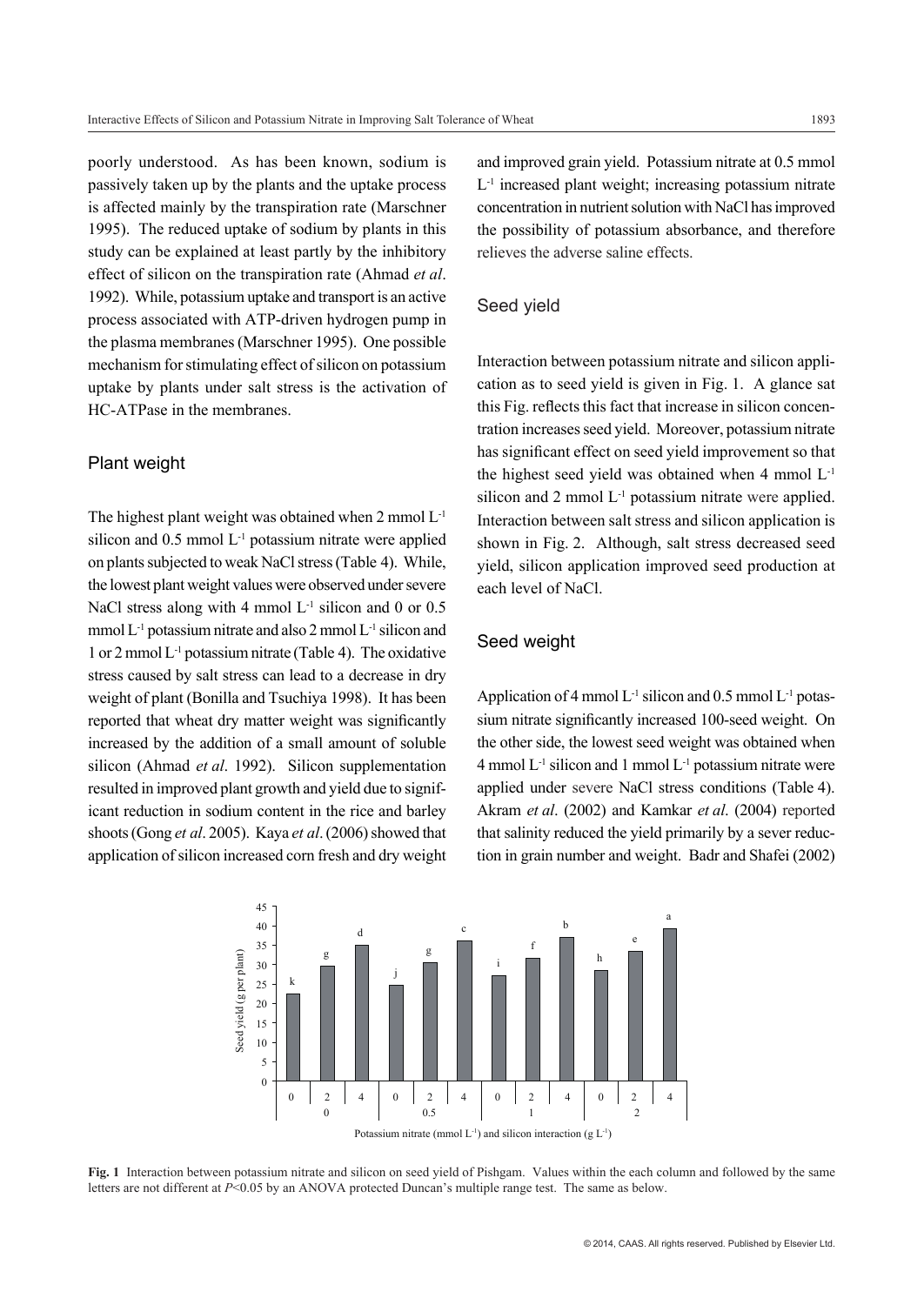poorly understood. As has been known, sodium is passively taken up by the plants and the uptake process is affected mainly by the transpiration rate (Marschner 1995). The reduced uptake of sodium by plants in this study can be explained at least partly by the inhibitory effect of silicon on the transpiration rate (Ahmad *et al*. 1992). While, potassium uptake and transport is an active process associated with ATP-driven hydrogen pump in the plasma membranes (Marschner 1995). One possible mechanism for stimulating effect of silicon on potassium uptake by plants under salt stress is the activation of HC-ATPase in the membranes.

## Plant weight

The highest plant weight was obtained when 2 mmol $L^{-1}$ silicon and 0.5 mmol $L^{-1}$ potassium nitrate were applied on plants subjected to weak NaCl stress (Table 4). While, the lowest plant weight values were observed under severe NaCl stress along with 4 mmol $L^{-1}$ silicon and 0 or 0.5 mmol $L^{-1}$ potassium nitrate and also 2 mmol $L^{-1}$ silicon and 1 or 2 mmol $L^{-1}$ potassium nitrate (Table 4). The oxidative stress caused by salt stress can lead to a decrease in dry weight of plant (Bonilla and Tsuchiya 1998). It has been reported that wheat dry matter weight was significantly increased by the addition of a small amount of soluble silicon (Ahmad *et al*. 1992). Silicon supplementation resulted in improved plant growth and yield due to significant reduction in sodium content in the rice and barley shoots (Gong *et al*. 2005). Kaya *et al*. (2006) showed that application of silicon increased corn fresh and dry weight and improved grain yield. Potassium nitrate at 0.5 mmol $L^{-1}$ increased plant weight; increasing potassium nitrate concentration in nutrient solution with NaCl has improved the possibility of potassium absorbance, and therefore relieves the adverse saline effects.

## Seed yield

Interaction between potassium nitrate and silicon application as to seed yield is given in Fig. 1. A glance sat this Fig. reflects this fact that increase in silicon concentration increases seed yield. Moreover, potassium nitrate has significant effect on seed yield improvement so that the highest seed yield was obtained when 4 mmol $L^{-1}$ silicon and 2 mmol $L^{-1}$ potassium nitrate were applied. Interaction between salt stress and silicon application is shown in Fig. 2. Although, salt stress decreased seed yield, silicon application improved seed production at each level of NaCl.

## Seed weight

Application of 4 mmol $L^{-1}$ silicon and 0.5 mmol $L^{-1}$ potassium nitrate significantly increased 100-seed weight. On the other side, the lowest seed weight was obtained when 4 mmol $L^{-1}$ silicon and 1 mmol $L^{-1}$ potassium nitrate were applied under severe NaCl stress conditions (Table 4). Akram *et al*. (2002) and Kamkar *et al*. (2004) reported that salinity reduced the yield primarily by a sever reduction in grain number and weight. Badr and Shafei (2002)

**Fig. 1** Interaction between potassium nitrate and silicon on seed yield of Pishgam. Values within the each column and followed by the same letters are not different at $P<0.05$ by an ANOVA protected Duncan's multiple range test. The same as below.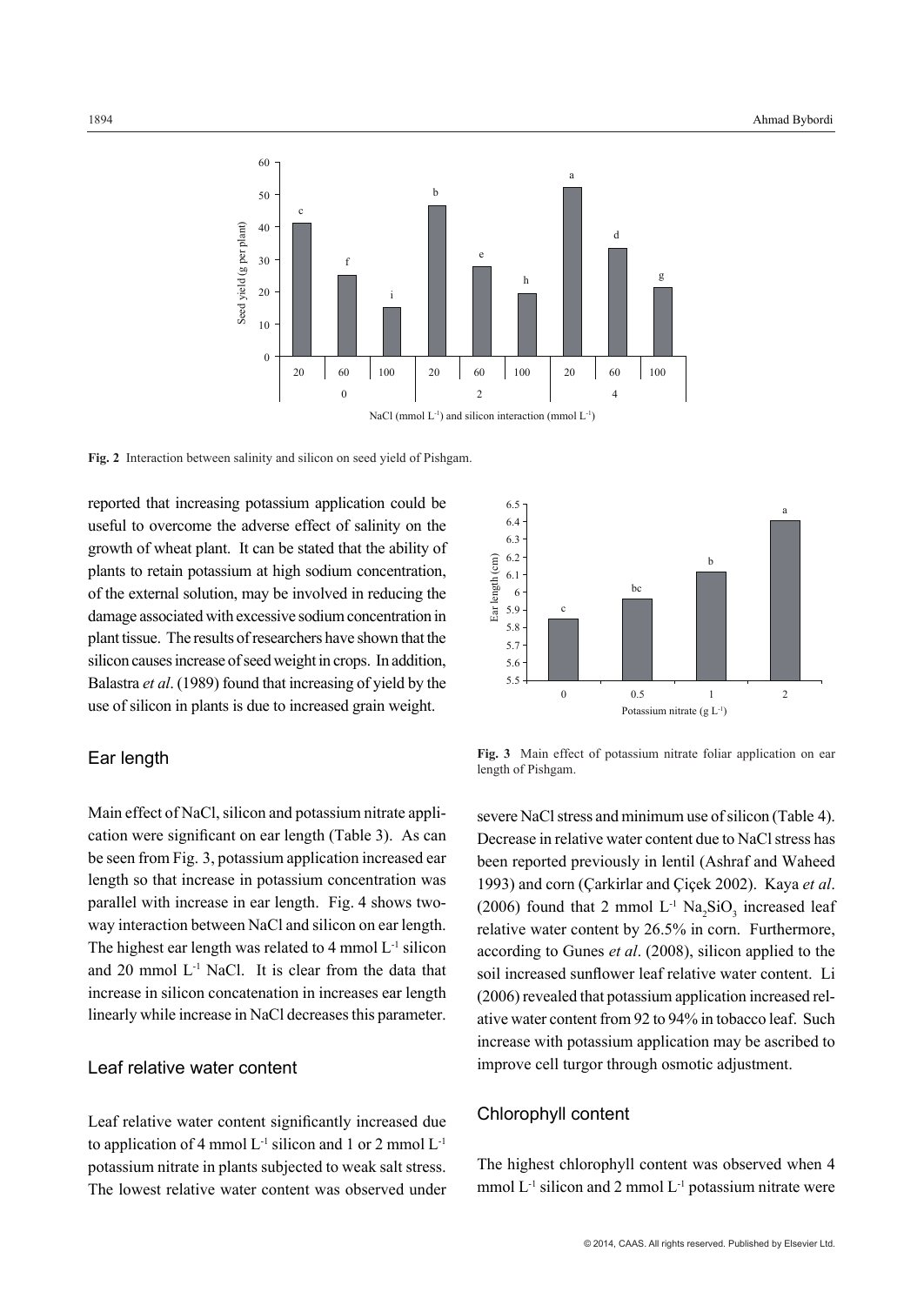**Fig. 2** Interaction between salinity and silicon on seed yield of Pishgam.

reported that increasing potassium application could be useful to overcome the adverse effect of salinity on the growth of wheat plant. It can be stated that the ability of plants to retain potassium at high sodium concentration, of the external solution, may be involved in reducing the damage associated with excessive sodium concentration in plant tissue. The results of researchers have shown that the silicon causes increase of seed weight in crops. In addition, Balastra *et al*. (1989) found that increasing of yield by the use of silicon in plants is due to increased grain weight.

## Ear length

Main effect of NaCl, silicon and potassium nitrate application were significant on ear length (Table 3). As can be seen from Fig. 3, potassium application increased ear length so that increase in potassium concentration was parallel with increase in ear length. Fig. 4 shows two-way interaction between NaCl and silicon on ear length. The highest ear length was related to 4 mmol $L^{-1}$ silicon and 20 mmol $L^{-1}$ NaCl. It is clear from the data that increase in silicon concatenation in increases ear length linearly while increase in NaCl decreases this parameter.

## Leaf relative water content

Leaf relative water content significantly increased due to application of 4 mmol $L^{-1}$ silicon and 1 or 2 mmol $L^{-1}$ potassium nitrate in plants subjected to weak salt stress. The lowest relative water content was observed under severe NaCl stress and minimum use of silicon (Table 4). Decrease in relative water content due to NaCl stress has been reported previously in lentil (Ashraf and Waheed 1993) and corn (Çarkirlar and Çiçek 2002). Kaya *et al*. (2006) found that 2 mmol $L^{-1}$ $Na_2SiO_3$ increased leaf relative water content by 26.5% in corn. Furthermore, according to Gunes *et al*. (2008), silicon applied to the soil increased sunflower leaf relative water content. Li (2006) revealed that potassium application increased relative water content from 92 to 94% in tobacco leaf. Such increase with potassium application may be ascribed to improve cell turgor through osmotic adjustment.

**Fig. 3** Main effect of potassium nitrate foliar application on ear length of Pishgam.

## Chlorophyll content

The highest chlorophyll content was observed when 4 mmol $L^{-1}$ silicon and 2 mmol $L^{-1}$ potassium nitrate were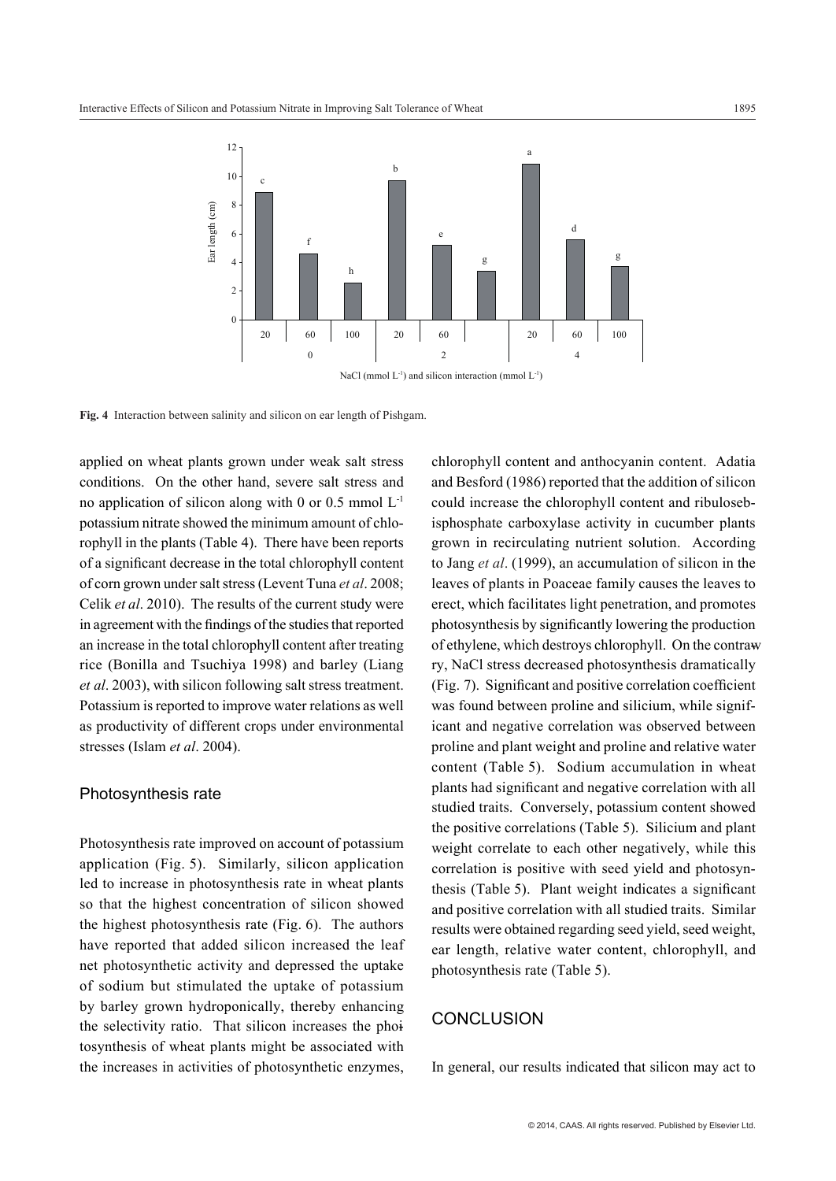Fig. 4 Interaction between salinity and silicon on ear length of Pishgam.

applied on wheat plants grown under weak salt stress conditions. On the other hand, severe salt stress and no application of silicon along with 0 or 0.5 mmol $L^{-1}$ potassium nitrate showed the minimum amount of chlorophyll in the plants (Table 4). There have been reports of a significant decrease in the total chlorophyll content of corn grown under salt stress (Levent Tuna *et al*. 2008; Celik *et al*. 2010). The results of the current study were in agreement with the findings of the studies that reported an increase in the total chlorophyll content after treating rice (Bonilla and Tsuchiya 1998) and barley (Liang *et al*. 2003), with silicon following salt stress treatment. Potassium is reported to improve water relations as well as productivity of different crops under environmental stresses (Islam *et al*. 2004).

## Photosynthesis rate

Photosynthesis rate improved on account of potassium application (Fig. 5). Similarly, silicon application led to increase in photosynthesis rate in wheat plants so that the highest concentration of silicon showed the highest photosynthesis rate (Fig. 6). The authors have reported that added silicon increased the leaf net photosynthetic activity and depressed the uptake of sodium but stimulated the uptake of potassium by barley grown hydroponically, thereby enhancing the selectivity ratio. That silicon increases the photosynthesis of wheat plants might be associated with the increases in activities of photosynthetic enzymes, chlorophyll content and anthocyanin content. Adatia and Besford (1986) reported that the addition of silicon could increase the chlorophyll content and ribulosebisphosphate carboxylase activity in cucumber plants grown in recirculating nutrient solution. According to Jang *et al*. (1999), an accumulation of silicon in the leaves of plants in Poaceae family causes the leaves to erect, which facilitates light penetration, and promotes photosynthesis by significantly lowering the production of ethylene, which destroys chlorophyll. On the contrary, NaCl stress decreased photosynthesis dramatically (Fig. 7). Significant and positive correlation coefficient was found between proline and silicium, while significant and negative correlation was observed between proline and plant weight and proline and relative water content (Table 5). Sodium accumulation in wheat plants had significant and negative correlation with all studied traits. Conversely, potassium content showed the positive correlations (Table 5). Silicium and plant weight correlate to each other negatively, while this correlation is positive with seed yield and photosynthesis (Table 5). Plant weight indicates a significant and positive correlation with all studied traits. Similar results were obtained regarding seed yield, seed weight, ear length, relative water content, chlorophyll, and photosynthesis rate (Table 5).

## CONCLUSION

In general, our results indicated that silicon may act to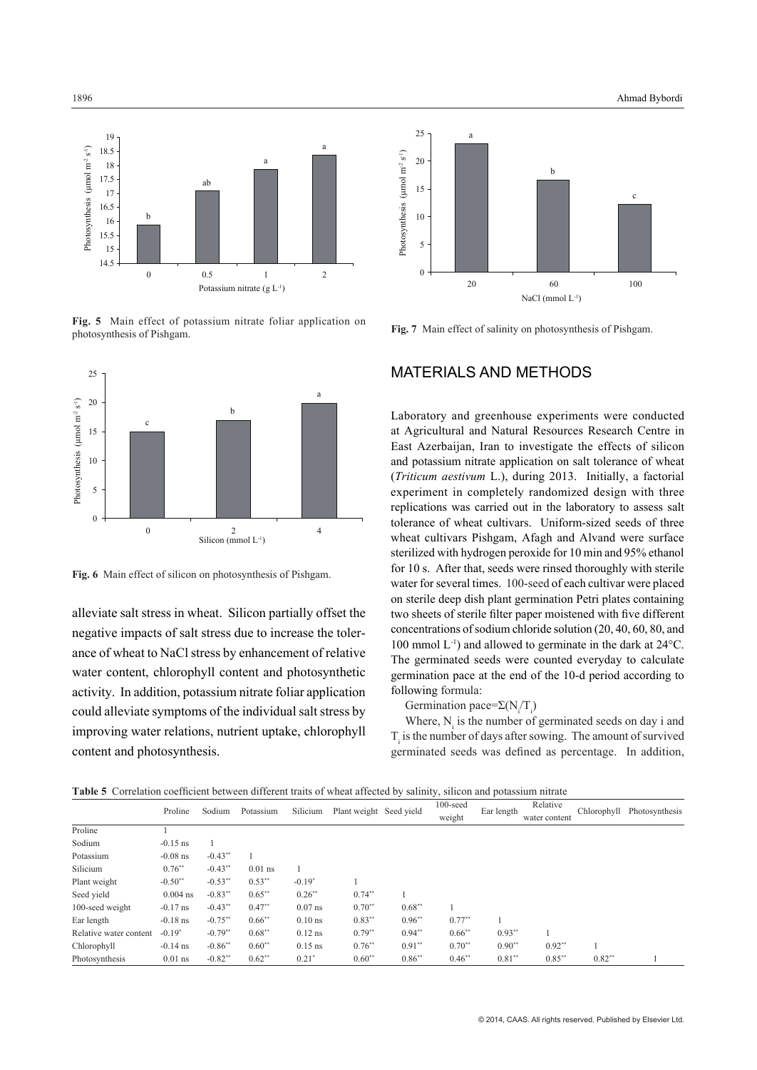Fig. 5 Main effect of potassium nitrate foliar application on photosynthesis of Pishgam.

Fig. 6 Main effect of silicon on photosynthesis of Pishgam.

alleviate salt stress in wheat. Silicon partially offset the negative impacts of salt stress due to increase the tolerance of wheat to NaCl stress by enhancement of relative water content, chlorophyll content and photosynthetic activity. In addition, potassium nitrate foliar application could alleviate symptoms of the individual salt stress by improving water relations, nutrient uptake, chlorophyll content and photosynthesis.

Fig. 7 Main effect of salinity on photosynthesis of Pishgam.

## MATERIALS AND METHODS

Laboratory and greenhouse experiments were conducted at Agricultural and Natural Resources Research Centre in East Azerbaijan, Iran to investigate the effects of silicon and potassium nitrate application on salt tolerance of wheat (*Triticum aestivum* L.), during 2013. Initially, a factorial experiment in completely randomized design with three replications was carried out in the laboratory to assess salt tolerance of wheat cultivars. Uniform-sized seeds of three wheat cultivars Pishgam, Afagh and Alvand were surface sterilized with hydrogen peroxide for 10 min and 95% ethanol for 10 s. After that, seeds were rinsed thoroughly with sterile water for several times. 100-seed of each cultivar were placed on sterile deep dish plant germination Petri plates containing two sheets of sterile filter paper moistened with five different concentrations of sodium chloride solution (20, 40, 60, 80, and 100 mmol $L^{-1}$) and allowed to germinate in the dark at 24°C. The germinated seeds were counted everyday to calculate germination pace at the end of the 10-d period according to following formula:

Germination pace=$\Sigma(N_i/T_i)$

Where, $N_i$ is the number of germinated seeds on day i and $T_i$ is the number of days after sowing. The amount of survived germinated seeds was defined as percentage. In addition,

**Table 5** Correlation coefficient between different traits of wheat affected by salinity, silicon and potassium nitrate

| | Proline | Sodium | Potassium | Silicium | Plant weight | Seed yield | 100-seed weight | Ear length | Relative water content | Chlorophyll | Photosynthesis |
|---|---|---|---|---|---|---|---|---|---|---|---|
| Proline | 1 | | | | | | | | | | |
| Sodium | -0.15 ns | 1 | | | | | | | | | |
| Potassium | -0.08 ns | -0.43** | 1 | | | | | | | | |
| Silicium | 0.76** | -0.43** | 0.01 ns | 1 | | | | | | | |
| Plant weight | -0.50** | -0.53** | 0.53** | -0.19* | 1 | | | | | | |
| Seed yield | 0.004 ns | -0.83** | 0.65** | 0.26** | 0.74** | 1 | | | | | |
| 100-seed weight | -0.17 ns | -0.43** | 0.47** | 0.07 ns | 0.70** | 0.68** | 1 | | | | |
| Ear length | -0.18 ns | -0.75** | 0.66** | 0.10 ns | 0.83** | 0.96** | 0.77** | 1 | | | |
| Relative water content | -0.19* | -0.79** | 0.68** | 0.12 ns | 0.79** | 0.94** | 0.66** | 0.93** | 1 | | |
| Chlorophyll | -0.14 ns | -0.86** | 0.60** | 0.15 ns | 0.76** | 0.91** | 0.70** | 0.90** | 0.92** | 1 | |
| Photosynthesis | 0.01 ns | -0.82** | 0.62** | 0.21* | 0.60** | 0.86** | 0.46** | 0.81** | 0.85** | 0.82** | 1 |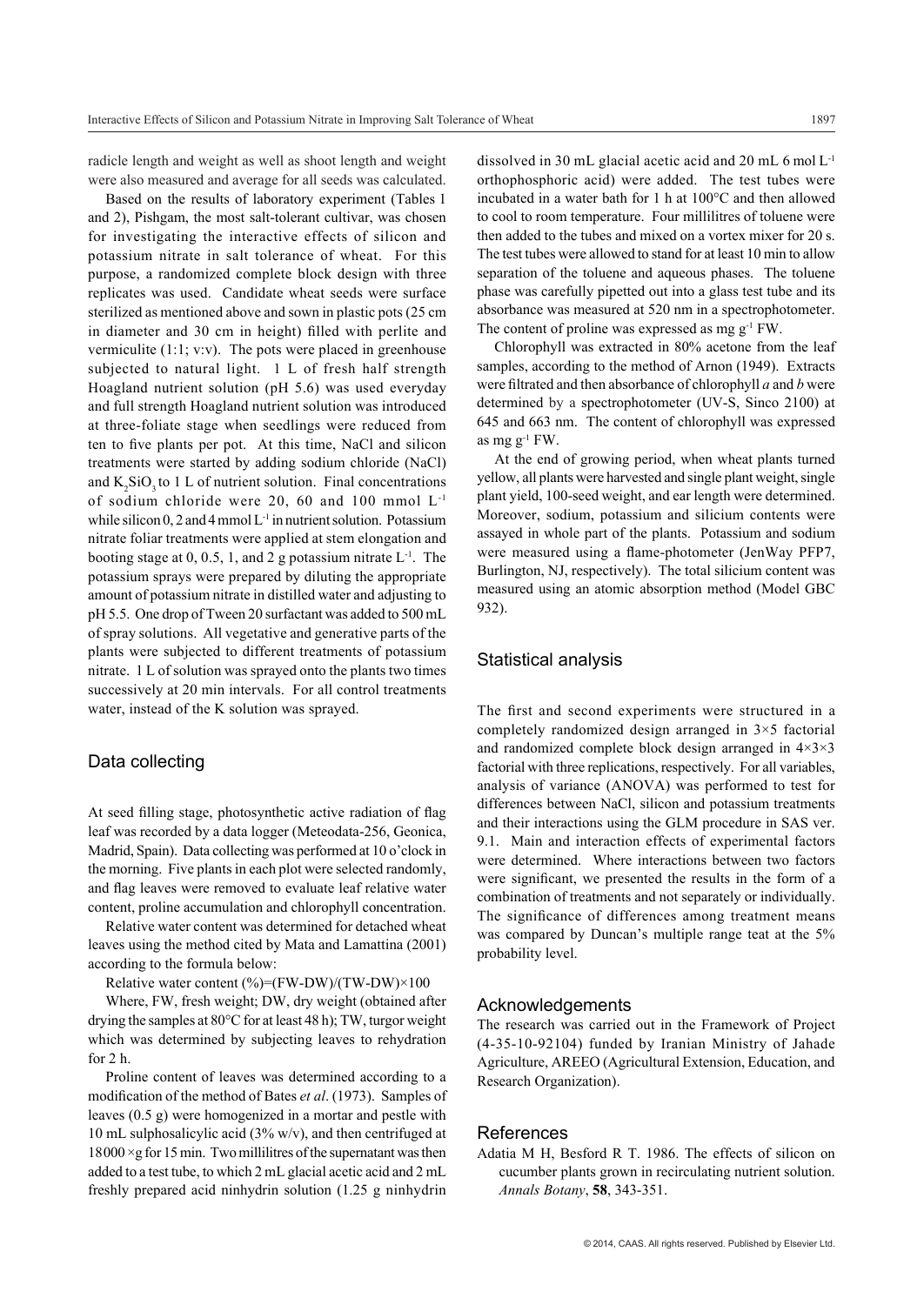radicle length and weight as well as shoot length and weight were also measured and average for all seeds was calculated.

Based on the results of laboratory experiment (Tables 1 and 2), Pishgam, the most salt-tolerant cultivar, was chosen for investigating the interactive effects of silicon and potassium nitrate in salt tolerance of wheat. For this purpose, a randomized complete block design with three replicates was used. Candidate wheat seeds were surface sterilized as mentioned above and sown in plastic pots (25 cm in diameter and 30 cm in height) filled with perlite and vermiculite (1:1; v:v). The pots were placed in greenhouse subjected to natural light. 1 L of fresh half strength Hoagland nutrient solution (pH 5.6) was used everyday and full strength Hoagland nutrient solution was introduced at three-foliate stage when seedlings were reduced from ten to five plants per pot. At this time, NaCl and silicon treatments were started by adding sodium chloride (NaCl) and $K_2SiO_3$ to 1 L of nutrient solution. Final concentrations of sodium chloride were 20, 60 and 100 mmol $L^{-1}$ while silicon 0, 2 and 4 mmol $L^{-1}$ in nutrient solution. Potassium nitrate foliar treatments were applied at stem elongation and booting stage at 0, 0.5, 1, and 2 g potassium nitrate $L^{-1}$. The potassium sprays were prepared by diluting the appropriate amount of potassium nitrate in distilled water and adjusting to pH 5.5. One drop of Tween 20 surfactant was added to 500 mL of spray solutions. All vegetative and generative parts of the plants were subjected to different treatments of potassium nitrate. 1 L of solution was sprayed onto the plants two times successively at 20 min intervals. For all control treatments water, instead of the K solution was sprayed.

## Data collecting

At seed filling stage, photosynthetic active radiation of flag leaf was recorded by a data logger (Meteodata-256, Geonica, Madrid, Spain). Data collecting was performed at 10 o'clock in the morning. Five plants in each plot were selected randomly, and flag leaves were removed to evaluate leaf relative water content, proline accumulation and chlorophyll concentration.

Relative water content was determined for detached wheat leaves using the method cited by Mata and Lamattina (2001) according to the formula below:

Relative water content (%)=(FW-DW)/(TW-DW)×100

Where, FW, fresh weight; DW, dry weight (obtained after drying the samples at 80°C for at least 48 h); TW, turgor weight which was determined by subjecting leaves to rehydration for 2 h.

Proline content of leaves was determined according to a modification of the method of Bates *et al*. (1973). Samples of leaves (0.5 g) were homogenized in a mortar and pestle with 10 mL sulphosalicylic acid (3% w/v), and then centrifuged at 18000 ×g for 15 min. Two millilitres of the supernatant was then added to a test tube, to which 2 mL glacial acetic acid and 2 mL freshly prepared acid ninhydrin solution (1.25 g ninhydrin dissolved in 30 mL glacial acetic acid and 20 mL 6 mol $L^{-1}$ orthophosphoric acid) were added. The test tubes were incubated in a water bath for 1 h at 100°C and then allowed to cool to room temperature. Four millilitres of toluene were then added to the tubes and mixed on a vortex mixer for 20 s. The test tubes were allowed to stand for at least 10 min to allow separation of the toluene and aqueous phases. The toluene phase was carefully pipetted out into a glass test tube and its absorbance was measured at 520 nm in a spectrophotometer. The content of proline was expressed as mg $g^{-1}$ FW.

Chlorophyll was extracted in 80% acetone from the leaf samples, according to the method of Arnon (1949). Extracts were filtrated and then absorbance of chlorophyll *a* and *b* were determined by a spectrophotometer (UV-S, Sinco 2100) at 645 and 663 nm. The content of chlorophyll was expressed as mg $g^{-1}$ FW.

At the end of growing period, when wheat plants turned yellow, all plants were harvested and single plant weight, single plant yield, 100-seed weight, and ear length were determined. Moreover, sodium, potassium and silicium contents were assayed in whole part of the plants. Potassium and sodium were measured using a flame-photometer (JenWay PFP7, Burlington, NJ, respectively). The total silicium content was measured using an atomic absorption method (Model GBC 932).

## Statistical analysis

The first and second experiments were structured in a completely randomized design arranged in 3×5 factorial and randomized complete block design arranged in 4×3×3 factorial with three replications, respectively. For all variables, analysis of variance (ANOVA) was performed to test for differences between NaCl, silicon and potassium treatments and their interactions using the GLM procedure in SAS ver. 9.1. Main and interaction effects of experimental factors were determined. Where interactions between two factors were significant, we presented the results in the form of a combination of treatments and not separately or individually. The significance of differences among treatment means was compared by Duncan's multiple range teat at the 5% probability level.

## Acknowledgements

The research was carried out in the Framework of Project (4-35-10-92104) funded by Iranian Ministry of Jahade Agriculture, AREEO (Agricultural Extension, Education, and Research Organization).

## References

Adatia M H, Besford R T. 1986. The effects of silicon on cucumber plants grown in recirculating nutrient solution. *Annals Botany*, **58**, 343-351.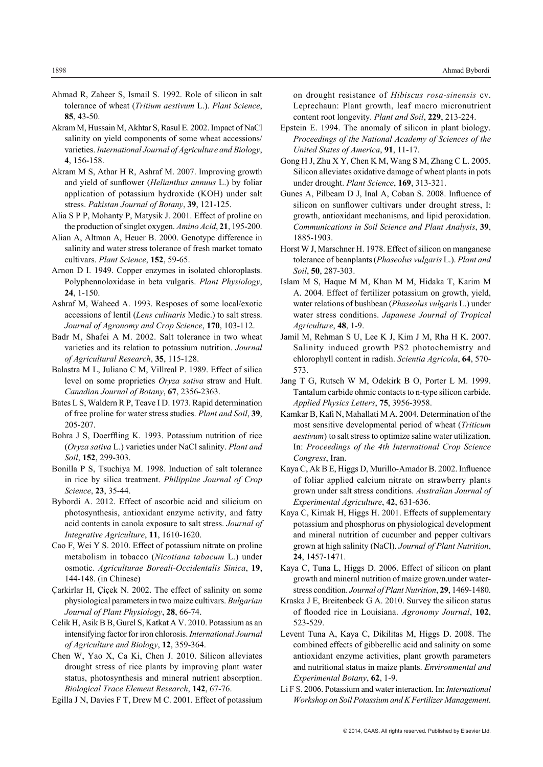Ahmad R, Zaheer S, Ismail S. 1992. Role of silicon in salt tolerance of wheat (*Tritium aestivum* L.). *Plant Science*, **85**, 43-50.

Akram M, Hussain M, Akhtar S, Rasul E. 2002. Impact of NaCl salinity on yield components of some wheat accessions/ varieties. *International Journal of Agriculture and Biology*, **4**, 156-158.

Akram M S, Athar H R, Ashraf M. 2007. Improving growth and yield of sunflower (*Helianthus annuus* L.) by foliar application of potassium hydroxide (KOH) under salt stress. *Pakistan Journal of Botany*, **39**, 121-125.

Alia S P P, Mohanty P, Matysik J. 2001. Effect of proline on the production of singlet oxygen. *Amino Acid*, **21**, 195-200.

Alian A, Altman A, Heuer B. 2000. Genotype difference in salinity and water stress tolerance of fresh market tomato cultivars. *Plant Science*, **152**, 59-65.

Arnon D I. 1949. Copper enzymes in isolated chloroplasts. Polyphennoloxidase in beta vulgaris. *Plant Physiology*, **24**, 1-150.

Ashraf M, Waheed A. 1993. Resposes of some local/exotic accessions of lentil (*Lens culinaris* Medic.) to salt stress. *Journal of Agronomy and Crop Science*, **170**, 103-112.

Badr M, Shafei A M. 2002. Salt tolerance in two wheat varieties and its relation to potassium nutrition. *Journal of Agricultural Research*, **35**, 115-128.

Balastra M L, Juliano C M, Villreal P. 1989. Effect of silica level on some proprieties *Oryza sativa* straw and Hult. *Canadian Journal of Botany*, **67**, 2356-2363.

Bates L S, Waldern R P, Teave I D. 1973. Rapid determination of free proline for water stress studies. *Plant and Soil*, **39**, 205-207.

Bohra J S, Doerffling K. 1993. Potassium nutrition of rice (*Oryza sativa* L.) varieties under NaCl salinity. *Plant and Soil*, **152**, 299-303.

Bonilla P S, Tsuchiya M. 1998. Induction of salt tolerance in rice by silica treatment. *Philippine Journal of Crop Science*, **23**, 35-44.

Bybordi A. 2012. Effect of ascorbic acid and silicium on photosynthesis, antioxidant enzyme activity, and fatty acid contents in canola exposure to salt stress. *Journal of Integrative Agriculture*, **11**, 1610-1620.

Cao F, Wei Y S. 2010. Effect of potassium nitrate on proline metabolism in tobacco (*Nicotiana tabacum* L.) under osmotic. *Agriculturae Boreali-Occidentalis Sinica*, **19**, 144-148. (in Chinese)

Çarkirlar H, Çiçek N. 2002. The effect of salinity on some physiological parameters in two maize cultivars. *Bulgarian Journal of Plant Physiology*, **28**, 66-74.

Celik H, Asik B B, Gurel S, Katkat A V. 2010. Potassium as an intensifying factor for iron chlorosis. *International Journal of Agriculture and Biology*, **12**, 359-364.

Chen W, Yao X, Ca Ki, Chen J. 2010. Silicon alleviates drought stress of rice plants by improving plant water status, photosynthesis and mineral nutrient absorption. *Biological Trace Element Research*, **142**, 67-76.

Egilla J N, Davies F T, Drew M C. 2001. Effect of potassium on drought resistance of *Hibiscus rosa-sinensis* cv. Leprechaun: Plant growth, leaf macro micronutrient content root longevity. *Plant and Soil*, **229**, 213-224.

Epstein E. 1994. The anomaly of silicon in plant biology. *Proceedings of the National Academy of Sciences of the United States of America*, **91**, 11-17.

Gong H J, Zhu X Y, Chen K M, Wang S M, Zhang C L. 2005. Silicon alleviates oxidative damage of wheat plants in pots under drought. *Plant Science*, **169**, 313-321.

Gunes A, Pilbeam D J, Inal A, Coban S. 2008. Influence of silicon on sunflower cultivars under drought stress, I: growth, antioxidant mechanisms, and lipid peroxidation. *Communications in Soil Science and Plant Analysis*, **39**, 1885-1903.

Horst W J, Marschner H. 1978. Effect of silicon on manganese tolerance of beanplants (*Phaseolus vulgaris* L.). *Plant and Soil*, **50**, 287-303.

Islam M S, Haque M M, Khan M M, Hidaka T, Karim M A. 2004. Effect of fertilizer potassium on growth, yield, water relations of bushbean (*Phaseolus vulgaris* L.) under water stress conditions. *Japanese Journal of Tropical Agriculture*, **48**, 1-9.

Jamil M, Rehman S U, Lee K J, Kim J M, Rha H K. 2007. Salinity induced growth PS2 photochemistry and chlorophyll content in radish. *Scientia Agricola*, **64**, 570-573.

Jang T G, Rutsch W M, Odekirk B O, Porter L M. 1999. Tantalum carbide ohmic contacts to n-type silicon carbide. *Applied Physics Letters*, **75**, 3956-3958.

Kamkar B, Kafi N, Mahallati M A. 2004. Determination of the most sensitive developmental period of wheat (*Triticum aestivum*) to salt stress to optimize saline water utilization. In: *Proceedings of the 4th International Crop Science Congress*, Iran.

Kaya C, Ak B E, Higgs D, Murillo-Amador B. 2002. Influence of foliar applied calcium nitrate on strawberry plants grown under salt stress conditions. *Australian Journal of Experimental Agriculture*, **42**, 631-636.

Kaya C, Kirnak H, Higgs H. 2001. Effects of supplementary potassium and phosphorus on physiological development and mineral nutrition of cucumber and pepper cultivars grown at high salinity (NaCl). *Journal of Plant Nutrition*, **24**, 1457-1471.

Kaya C, Tuna L, Higgs D. 2006. Effect of silicon on plant growth and mineral nutrition of maize grown.under water-stress condition. *Journal of Plant Nutrition*, **29**, 1469-1480.

Kraska J E, Breitenbeck G A. 2010. Survey the silicon status of flooded rice in Louisiana. *Agronomy Journal*, **102**, 523-529.

Levent Tuna A, Kaya C, Dikilitas M, Higgs D. 2008. The combined effects of gibberellic acid and salinity on some antioxidant enzyme activities, plant growth parameters and nutritional status in maize plants. *Environmental and Experimental Botany*, **62**, 1-9.

Li F S. 2006. Potassium and water interaction. In: *International Workshop on Soil Potassium and K Fertilizer Management*.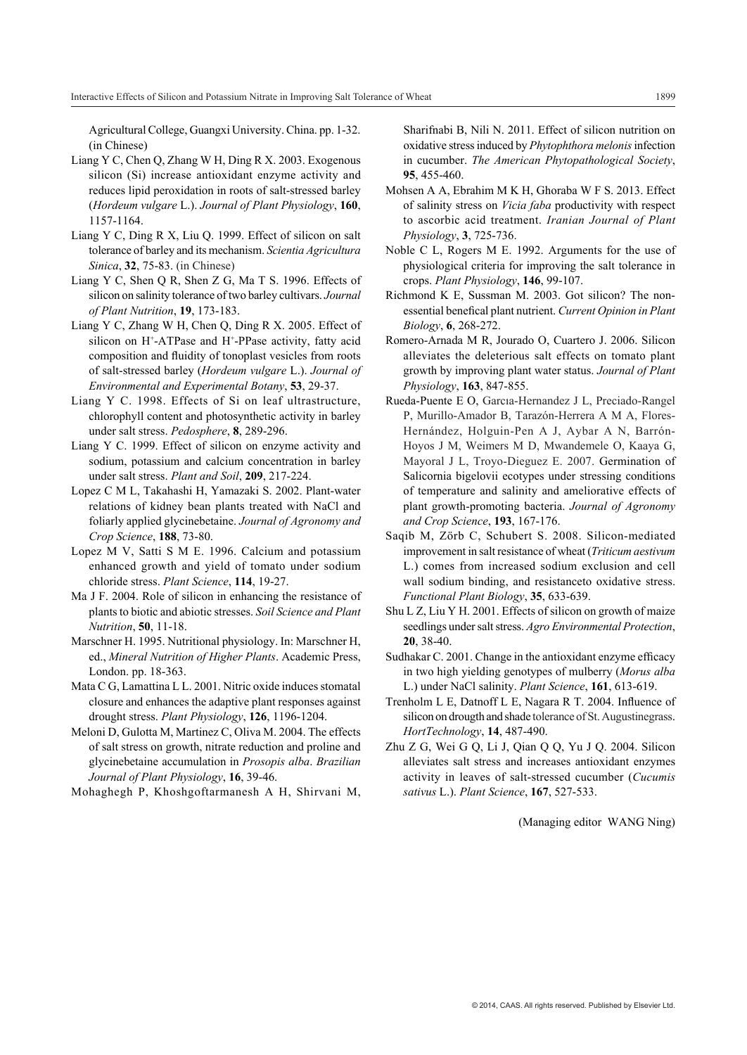Agricultural College, Guangxi University. China. pp. 1-32. (in Chinese)

Liang Y C, Chen Q, Zhang W H, Ding R X. 2003. Exogenous silicon (Si) increase antioxidant enzyme activity and reduces lipid peroxidation in roots of salt-stressed barley (*Hordeum vulgare* L.). *Journal of Plant Physiology*, **160**, 1157-1164.

Liang Y C, Ding R X, Liu Q. 1999. Effect of silicon on salt tolerance of barley and its mechanism. *Scientia Agricultura Sinica*, **32**, 75-83. (in Chinese)

Liang Y C, Shen Q R, Shen Z G, Ma T S. 1996. Effects of silicon on salinity tolerance of two barley cultivars. *Journal of Plant Nutrition*, **19**, 173-183.

Liang Y C, Zhang W H, Chen Q, Ding R X. 2005. Effect of silicon on $H^+$-ATPase and $H^+$-PPase activity, fatty acid composition and fluidity of tonoplast vesicles from roots of salt-stressed barley (*Hordeum vulgare* L.). *Journal of Environmental and Experimental Botany*, **53**, 29-37.

Liang Y C. 1998. Effects of Si on leaf ultrastructure, chlorophyll content and photosynthetic activity in barley under salt stress. *Pedosphere*, **8**, 289-296.

Liang Y C. 1999. Effect of silicon on enzyme activity and sodium, potassium and calcium concentration in barley under salt stress. *Plant and Soil*, **209**, 217-224.

Lopez C M L, Takahashi H, Yamazaki S. 2002. Plant-water relations of kidney bean plants treated with NaCl and foliarly applied glycinebetaine. *Journal of Agronomy and Crop Science*, **188**, 73-80.

Lopez M V, Satti S M E. 1996. Calcium and potassium enhanced growth and yield of tomato under sodium chloride stress. *Plant Science*, **114**, 19-27.

Ma J F. 2004. Role of silicon in enhancing the resistance of plants to biotic and abiotic stresses. *Soil Science and Plant Nutrition*, **50**, 11-18.

Marschner H. 1995. Nutritional physiology. In: Marschner H, ed., *Mineral Nutrition of Higher Plants*. Academic Press, London. pp. 18-363.

Mata C G, Lamattina L L. 2001. Nitric oxide induces stomatal closure and enhances the adaptive plant responses against drought stress. *Plant Physiology*, **126**, 1196-1204.

Meloni D, Gulotta M, Martinez C, Oliva M. 2004. The effects of salt stress on growth, nitrate reduction and proline and glycinebetaine accumulation in *Prosopis alba*. *Brazilian Journal of Plant Physiology*, **16**, 39-46.

Mohaghegh P, Khoshgoftarmanesh A H, Shirvani M, Sharifnabi B, Nili N. 2011. Effect of silicon nutrition on oxidative stress induced by *Phytophthora melonis* infection in cucumber. *The American Phytopathological Society*, **95**, 455-460.

Mohsen A A, Ebrahim M K H, Ghoraba W F S. 2013. Effect of salinity stress on *Vicia faba* productivity with respect to ascorbic acid treatment. *Iranian Journal of Plant Physiology*, **3**, 725-736.

Noble C L, Rogers M E. 1992. Arguments for the use of physiological criteria for improving the salt tolerance in crops. *Plant Physiology*, **146**, 99-107.

Richmond K E, Sussman M. 2003. Got silicon? The non-essential benefical plant nutrient. *Current Opinion in Plant Biology*, **6**, 268-272.

Romero-Arnada M R, Jourado O, Cuartero J. 2006. Silicon alleviates the deleterious salt effects on tomato plant growth by improving plant water status. *Journal of Plant Physiology*, **163**, 847-855.

Rueda-Puente E O, Garcıa-Hernandez J L, Preciado-Rangel P, Murillo-Amador B, Tarazón-Herrera A M A, Flores-Hernández, Holguin-Pen A J, Aybar A N, Barrón-Hoyos J M, Weimers M D, Mwandemele O, Kaaya G, Mayoral J L, Troyo-Dieguez E. 2007. Germination of Salicornia bigelovii ecotypes under stressing conditions of temperature and salinity and ameliorative effects of plant growth-promoting bacteria. *Journal of Agronomy and Crop Science*, **193**, 167-176.

Saqib M, Zörb C, Schubert S. 2008. Silicon-mediated improvement in salt resistance of wheat (*Triticum aestivum* L.) comes from increased sodium exclusion and cell wall sodium binding, and resistanceto oxidative stress. *Functional Plant Biology*, **35**, 633-639.

Shu L Z, Liu Y H. 2001. Effects of silicon on growth of maize seedlings under salt stress. *Agro Environmental Protection*, **20**, 38-40.

Sudhakar C. 2001. Change in the antioxidant enzyme efficacy in two high yielding genotypes of mulberry (*Morus alba* L.) under NaCl salinity. *Plant Science*, **161**, 613-619.

Trenholm L E, Datnoff L E, Nagara R T. 2004. Influence of silicon on drougth and shade tolerance of St. Augustinegrass. *HortTechnology*, **14**, 487-490.

Zhu Z G, Wei G Q, Li J, Qian Q Q, Yu J Q. 2004. Silicon alleviates salt stress and increases antioxidant enzymes activity in leaves of salt-stressed cucumber (*Cucumis sativus* L.). *Plant Science*, **167**, 527-533.

(Managing editor WANG Ning)